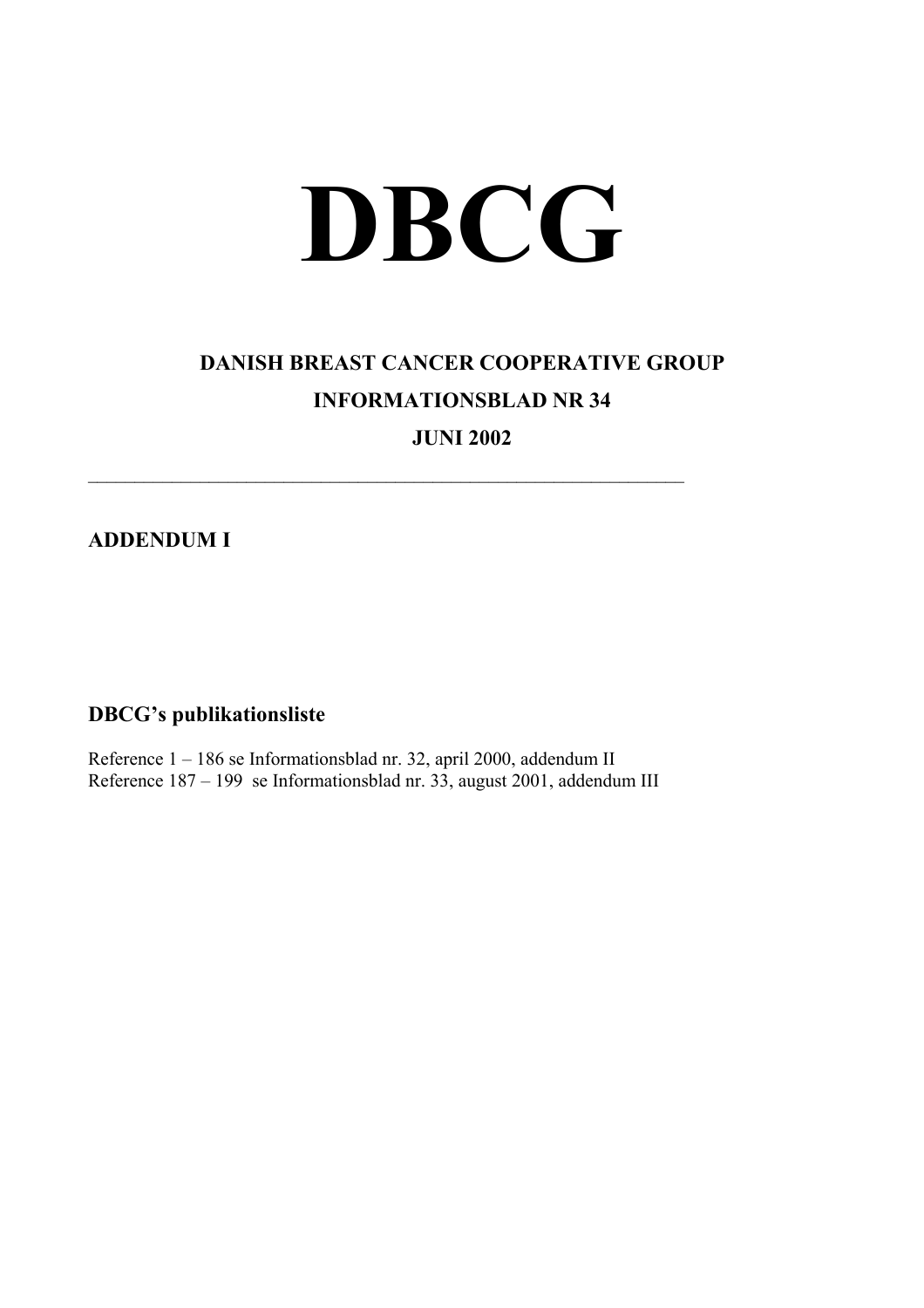# DBCG

## DANISH BREAST CANCER COOPERATIVE GROUP

## INFORMATIONSBLAD NR 34

## JUNI 2002

---

## ADDENDUM I

## DBCG's publikationsliste

Reference 1 – 186 se Informationsblad nr. 32, april 2000, addendum II
Reference 187 – 199 se Informationsblad nr. 33, august 2001, addendum III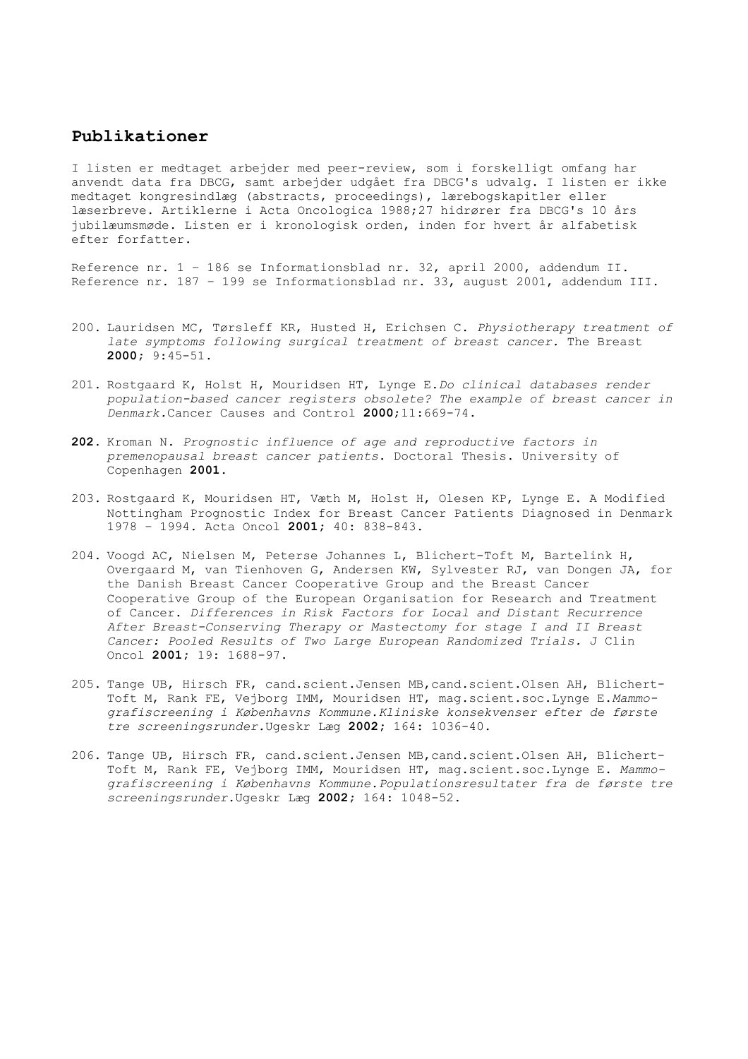## Publikationer

I listen er medtaget arbejder med peer-review, som i forskelligt omfang har anvendt data fra DBCG, samt arbejder udgået fra DBCG's udvalg. I listen er ikke medtaget kongresindlæg (abstracts, proceedings), lærebogskapitler eller læserbreve. Artiklerne i Acta Oncologica 1988;27 hidrører fra DBCG's 10 års jubilæumsmøde. Listen er i kronologisk orden, inden for hvert år alfabetisk efter forfatter.

Reference nr. 1 – 186 se Informationsblad nr. 32, april 2000, addendum II.
Reference nr. 187 – 199 se Informationsblad nr. 33, august 2001, addendum III.

200. Lauridsen MC, Tørsleff KR, Husted H, Erichsen C. *Physiotherapy treatment of late symptoms following surgical treatment of breast cancer.* The Breast **2000**; 9:45-51.

201. Rostgaard K, Holst H, Mouridsen HT, Lynge E.*Do clinical databases render population-based cancer registers obsolete? The example of breast cancer in Denmark*.Cancer Causes and Control **2000**;11:669-74.

**202.** Kroman N. *Prognostic influence of age and reproductive factors in premenopausal breast cancer patients*. Doctoral Thesis. University of Copenhagen **2001**.

203. Rostgaard K, Mouridsen HT, Væth M, Holst H, Olesen KP, Lynge E. A Modified Nottingham Prognostic Index for Breast Cancer Patients Diagnosed in Denmark 1978 – 1994. Acta Oncol **2001**; 40: 838-843.

204. Voogd AC, Nielsen M, Peterse Johannes L, Blichert-Toft M, Bartelink H, Overgaard M, van Tienhoven G, Andersen KW, Sylvester RJ, van Dongen JA, for the Danish Breast Cancer Cooperative Group and the Breast Cancer Cooperative Group of the European Organisation for Research and Treatment of Cancer. *Differences in Risk Factors for Local and Distant Recurrence After Breast-Conserving Therapy or Mastectomy for stage I and II Breast Cancer: Pooled Results of Two Large European Randomized Trials.* J Clin Oncol **2001**; 19: 1688-97.

205. Tange UB, Hirsch FR, cand.scient.Jensen MB,cand.scient.Olsen AH, Blichert-Toft M, Rank FE, Vejborg IMM, Mouridsen HT, mag.scient.soc.Lynge E.*Mammografiscreening i Københavns Kommune.Kliniske konsekvenser efter de første tre screeningsrunder.*Ugeskr Læg **2002**; 164: 1036-40.

206. Tange UB, Hirsch FR, cand.scient.Jensen MB,cand.scient.Olsen AH, Blichert-Toft M, Rank FE, Vejborg IMM, Mouridsen HT, mag.scient.soc.Lynge E. *Mammografiscreening i Københavns Kommune.Populationsresultater fra de første tre screeningsrunder.*Ugeskr Læg **2002**; 164: 1048-52.